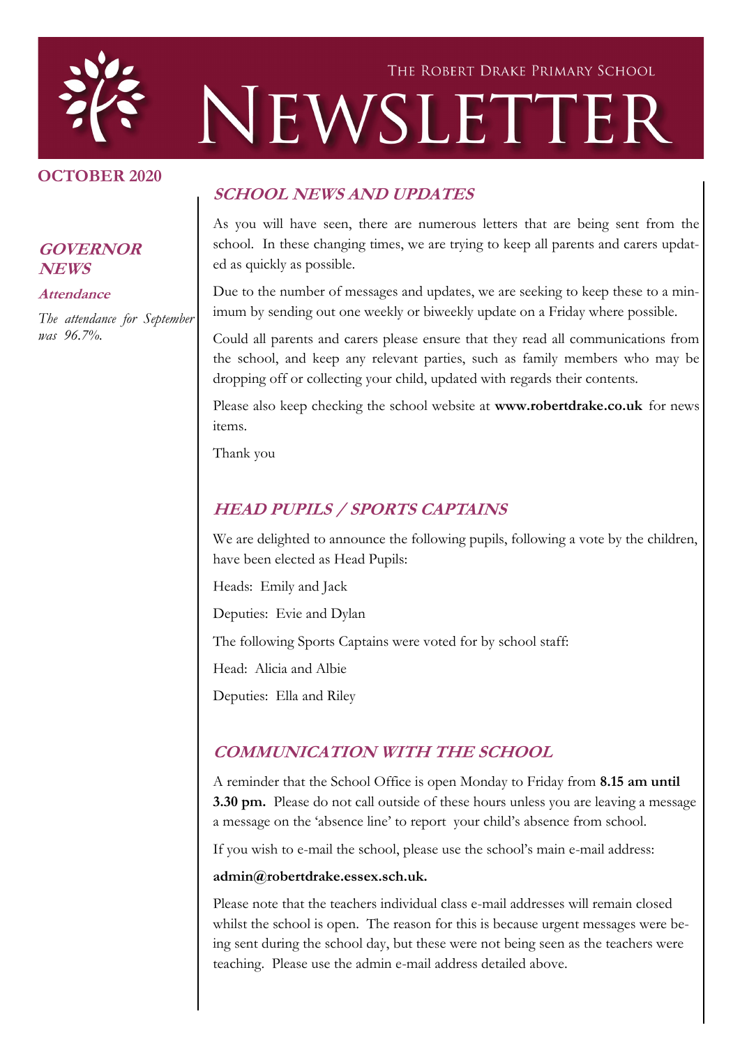# THE ROBERT DRAKE PRIMARY SCHOOL NEWSLETTER

**OCTOBER 2020**

## GOVERNOR NEWS

### Attendance

*The attendance for September was 96.7%.*

## SCHOOL NEWS AND UPDATES

As you will have seen, there are numerous letters that are being sent from the school. In these changing times, we are trying to keep all parents and carers updated as quickly as possible.

Due to the number of messages and updates, we are seeking to keep these to a minimum by sending out one weekly or biweekly update on a Friday where possible.

Could all parents and carers please ensure that they read all communications from the school, and keep any relevant parties, such as family members who may be dropping off or collecting your child, updated with regards their contents.

Please also keep checking the school website at **www.robertdrake.co.uk** for news items.

Thank you

## HEAD PUPILS / SPORTS CAPTAINS

We are delighted to announce the following pupils, following a vote by the children, have been elected as Head Pupils:

Heads: Emily and Jack

Deputies: Evie and Dylan

The following Sports Captains were voted for by school staff:

Head: Alicia and Albie

Deputies: Ella and Riley

## COMMUNICATION WITH THE SCHOOL

A reminder that the School Office is open Monday to Friday from **8.15 am until 3.30 pm.** Please do not call outside of these hours unless you are leaving a message a message on the 'absence line' to report your child's absence from school.

If you wish to e-mail the school, please use the school's main e-mail address:

**admin@robertdrake.essex.sch.uk.**

Please note that the teachers individual class e-mail addresses will remain closed whilst the school is open. The reason for this is because urgent messages were being sent during the school day, but these were not being seen as the teachers were teaching. Please use the admin e-mail address detailed above.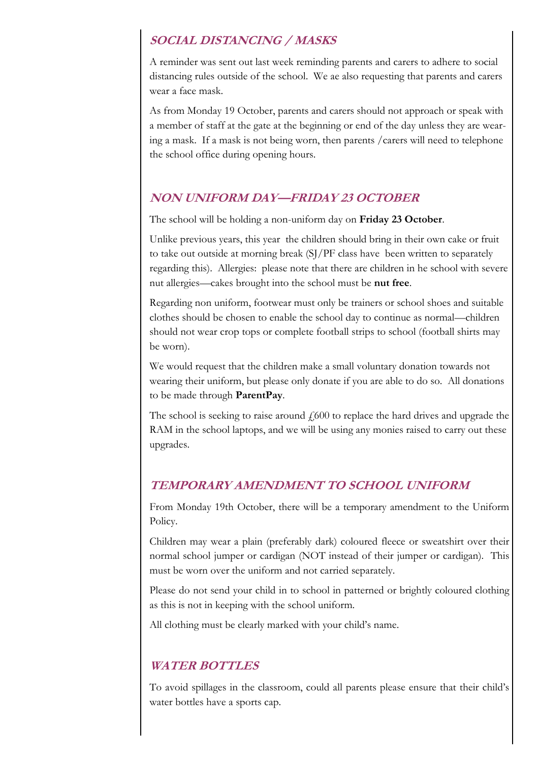## *SOCIAL DISTANCING / MASKS*

A reminder was sent out last week reminding parents and carers to adhere to social distancing rules outside of the school. We ae also requesting that parents and carers wear a face mask.

As from Monday 19 October, parents and carers should not approach or speak with a member of staff at the gate at the beginning or end of the day unless they are wearing a mask. If a mask is not being worn, then parents /carers will need to telephone the school office during opening hours.

## *NON UNIFORM DAY—FRIDAY 23 OCTOBER*

The school will be holding a non-uniform day on **Friday 23 October**.

Unlike previous years, this year the children should bring in their own cake or fruit to take out outside at morning break (SJ/PF class have been written to separately regarding this). Allergies: please note that there are children in he school with severe nut allergies—cakes brought into the school must be **nut free**.

Regarding non uniform, footwear must only be trainers or school shoes and suitable clothes should be chosen to enable the school day to continue as normal—children should not wear crop tops or complete football strips to school (football shirts may be worn).

We would request that the children make a small voluntary donation towards not wearing their uniform, but please only donate if you are able to do so. All donations to be made through **ParentPay**.

The school is seeking to raise around £600 to replace the hard drives and upgrade the RAM in the school laptops, and we will be using any monies raised to carry out these upgrades.

## *TEMPORARY AMENDMENT TO SCHOOL UNIFORM*

From Monday 19th October, there will be a temporary amendment to the Uniform Policy.

Children may wear a plain (preferably dark) coloured fleece or sweatshirt over their normal school jumper or cardigan (NOT instead of their jumper or cardigan). This must be worn over the uniform and not carried separately.

Please do not send your child in to school in patterned or brightly coloured clothing as this is not in keeping with the school uniform.

All clothing must be clearly marked with your child's name.

## *WATER BOTTLES*

To avoid spillages in the classroom, could all parents please ensure that their child's water bottles have a sports cap.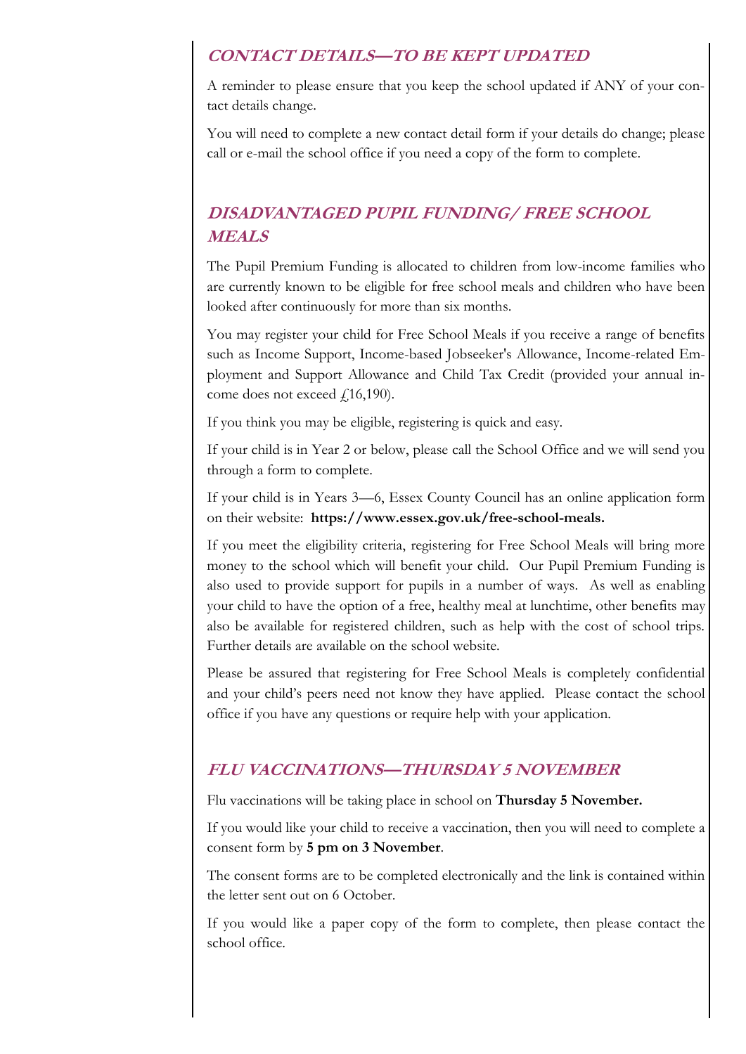## *CONTACT DETAILS—TO BE KEPT UPDATED*

A reminder to please ensure that you keep the school updated if ANY of your contact details change.

You will need to complete a new contact detail form if your details do change; please call or e-mail the school office if you need a copy of the form to complete.

## *DISADVANTAGED PUPIL FUNDING/ FREE SCHOOL MEALS*

The Pupil Premium Funding is allocated to children from low-income families who are currently known to be eligible for free school meals and children who have been looked after continuously for more than six months.

You may register your child for Free School Meals if you receive a range of benefits such as Income Support, Income-based Jobseeker's Allowance, Income-related Employment and Support Allowance and Child Tax Credit (provided your annual income does not exceed £16,190).

If you think you may be eligible, registering is quick and easy.

If your child is in Year 2 or below, please call the School Office and we will send you through a form to complete.

If your child is in Years 3—6, Essex County Council has an online application form on their website: **https://www.essex.gov.uk/free-school-meals.**

If you meet the eligibility criteria, registering for Free School Meals will bring more money to the school which will benefit your child. Our Pupil Premium Funding is also used to provide support for pupils in a number of ways. As well as enabling your child to have the option of a free, healthy meal at lunchtime, other benefits may also be available for registered children, such as help with the cost of school trips. Further details are available on the school website.

Please be assured that registering for Free School Meals is completely confidential and your child's peers need not know they have applied. Please contact the school office if you have any questions or require help with your application.

## *FLU VACCINATIONS—THURSDAY 5 NOVEMBER*

Flu vaccinations will be taking place in school on **Thursday 5 November.**

If you would like your child to receive a vaccination, then you will need to complete a consent form by **5 pm on 3 November**.

The consent forms are to be completed electronically and the link is contained within the letter sent out on 6 October.

If you would like a paper copy of the form to complete, then please contact the school office.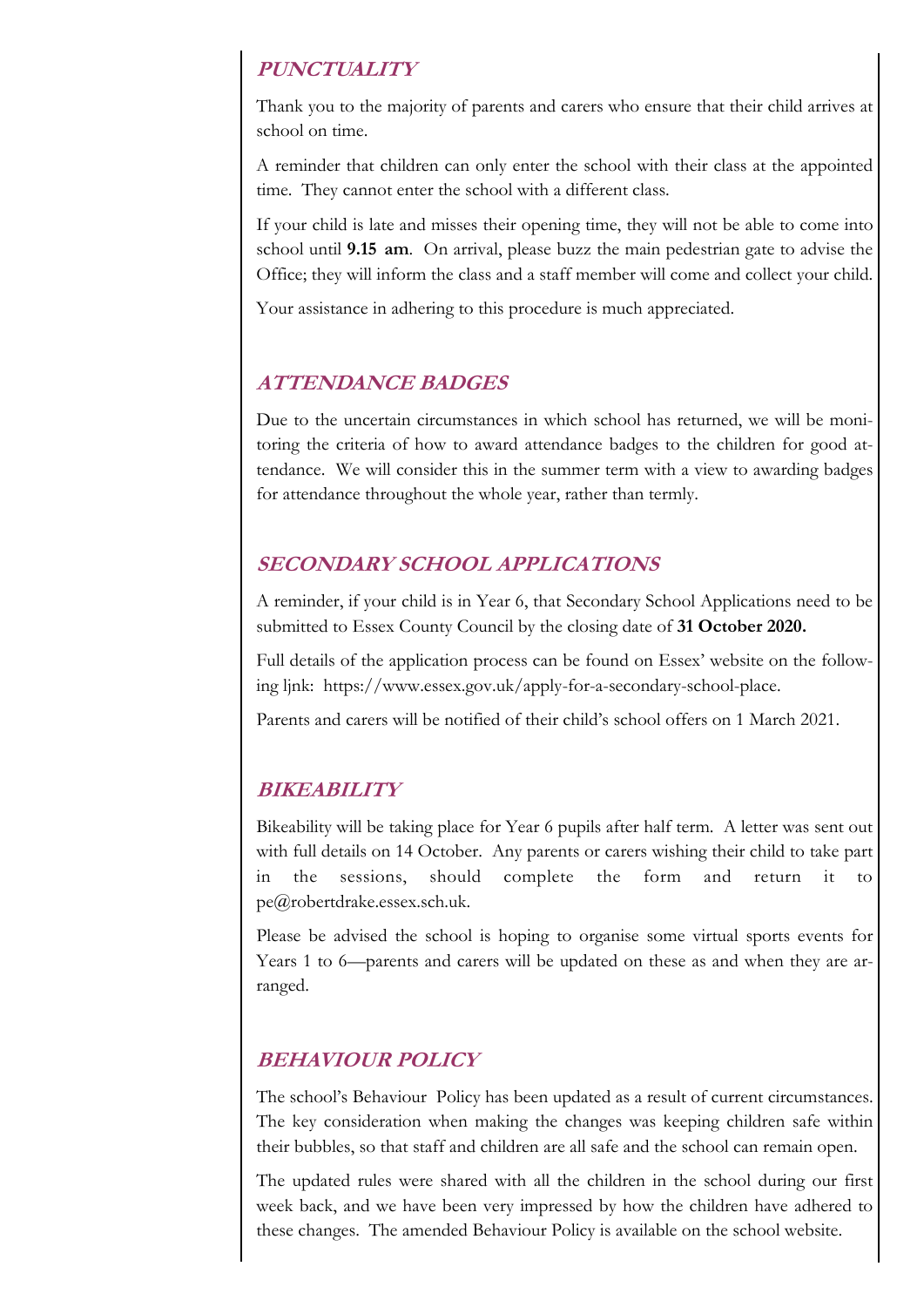## *PUNCTUALITY*

Thank you to the majority of parents and carers who ensure that their child arrives at school on time.

A reminder that children can only enter the school with their class at the appointed time. They cannot enter the school with a different class.

If your child is late and misses their opening time, they will not be able to come into school until **9.15 am**. On arrival, please buzz the main pedestrian gate to advise the Office; they will inform the class and a staff member will come and collect your child.

Your assistance in adhering to this procedure is much appreciated.

## *ATTENDANCE BADGES*

Due to the uncertain circumstances in which school has returned, we will be monitoring the criteria of how to award attendance badges to the children for good attendance. We will consider this in the summer term with a view to awarding badges for attendance throughout the whole year, rather than termly.

## *SECONDARY SCHOOL APPLICATIONS*

A reminder, if your child is in Year 6, that Secondary School Applications need to be submitted to Essex County Council by the closing date of **31 October 2020.**

Full details of the application process can be found on Essex' website on the following ljnk: https://www.essex.gov.uk/apply-for-a-secondary-school-place.

Parents and carers will be notified of their child's school offers on 1 March 2021.

## *BIKEABILITY*

Bikeability will be taking place for Year 6 pupils after half term. A letter was sent out with full details on 14 October. Any parents or carers wishing their child to take part in the sessions, should complete the form and return it to pe@robertdrake.essex.sch.uk.

Please be advised the school is hoping to organise some virtual sports events for Years 1 to 6—parents and carers will be updated on these as and when they are arranged.

## *BEHAVIOUR POLICY*

The school's Behaviour Policy has been updated as a result of current circumstances. The key consideration when making the changes was keeping children safe within their bubbles, so that staff and children are all safe and the school can remain open.

The updated rules were shared with all the children in the school during our first week back, and we have been very impressed by how the children have adhered to these changes. The amended Behaviour Policy is available on the school website.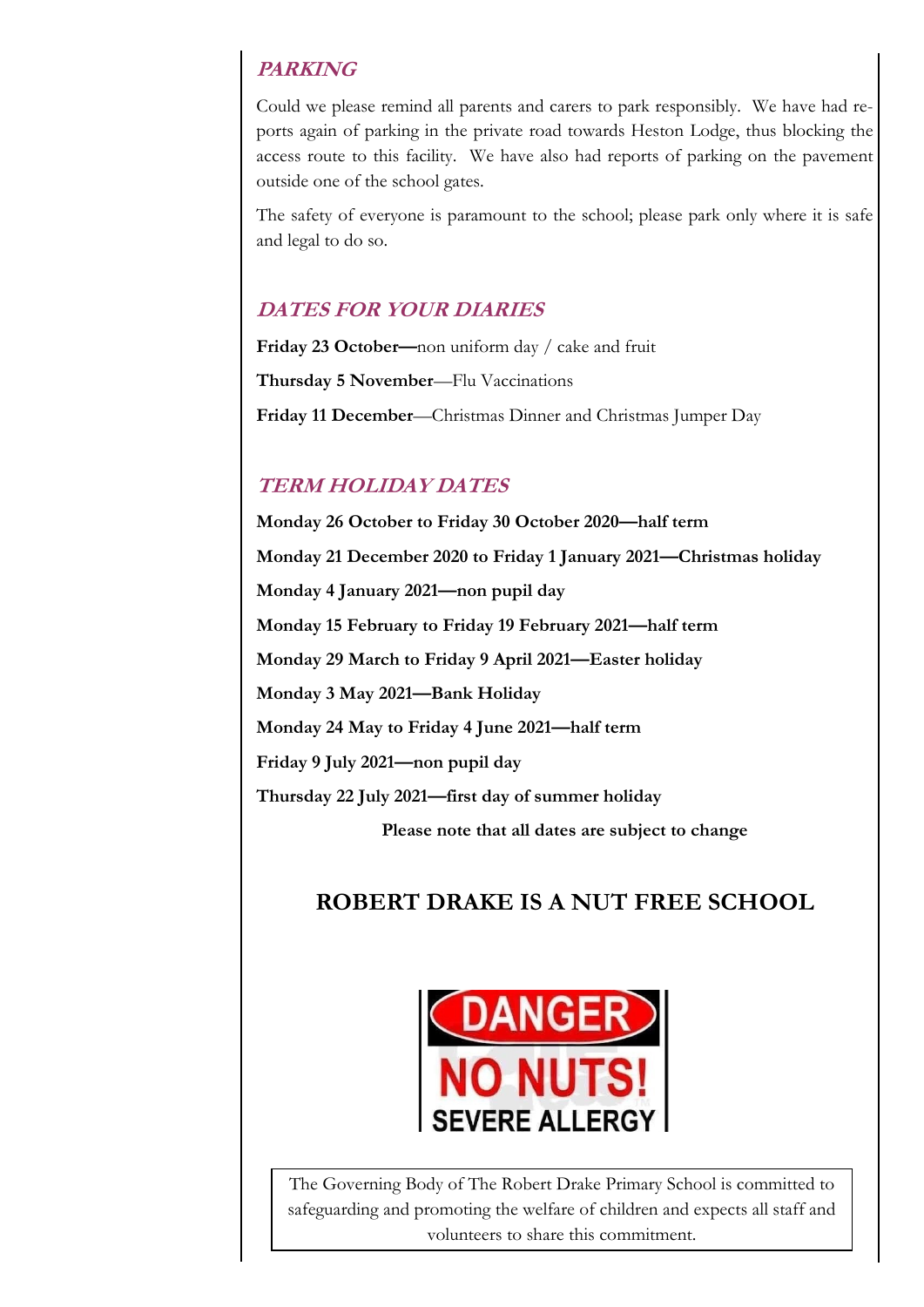## PARKING

Could we please remind all parents and carers to park responsibly. We have had reports again of parking in the private road towards Heston Lodge, thus blocking the access route to this facility. We have also had reports of parking on the pavement outside one of the school gates.

The safety of everyone is paramount to the school; please park only where it is safe and legal to do so.

## DATES FOR YOUR DIARIES

**Friday 23 October—**non uniform day / cake and fruit

**Thursday 5 November**—Flu Vaccinations

**Friday 11 December**—Christmas Dinner and Christmas Jumper Day

## TERM HOLIDAY DATES

**Monday 26 October to Friday 30 October 2020—half term**

**Monday 21 December 2020 to Friday 1 January 2021—Christmas holiday**

**Monday 4 January 2021—non pupil day**

**Monday 15 February to Friday 19 February 2021—half term**

**Monday 29 March to Friday 9 April 2021—Easter holiday**

**Monday 3 May 2021—Bank Holiday**

**Monday 24 May to Friday 4 June 2021—half term**

**Friday 9 July 2021—non pupil day**

**Thursday 22 July 2021—first day of summer holiday**

**Please note that all dates are subject to change**

## ROBERT DRAKE IS A NUT FREE SCHOOL

DANGER

NO NUTS!

SEVERE ALLERGY

The Governing Body of The Robert Drake Primary School is committed to safeguarding and promoting the welfare of children and expects all staff and volunteers to share this commitment.